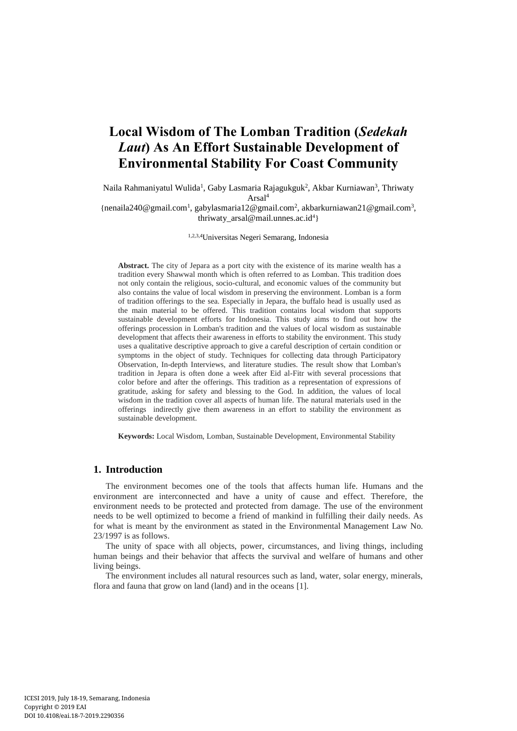# Local Wisdom of The Lomban Tradition (*Sedekah Laut*) As An Effort Sustainable Development of Environmental Stability For Coast Community

Naila Rahmaniyatul Wulida[1], Gaby Lasmaria Rajagukguk[2], Akbar Kurniawan[3], Thriwaty Arsal[4]

{nenaila240@gmail.com[1], gabylasmaria12@gmail.com[2], akbarkurniawan21@gmail.com[3], thriwaty_arsal@mail.unnes.ac.id[4]}

[1,2,3,4]Universitas Negeri Semarang, Indonesia

**Abstract.** The city of Jepara as a port city with the existence of its marine wealth has a tradition every Shawwal month which is often referred to as Lomban. This tradition does not only contain the religious, socio-cultural, and economic values of the community but also contains the value of local wisdom in preserving the environment. Lomban is a form of tradition offerings to the sea. Especially in Jepara, the buffalo head is usually used as the main material to be offered. This tradition contains local wisdom that supports sustainable development efforts for Indonesia. This study aims to find out how the offerings procession in Lomban's tradition and the values of local wisdom as sustainable development that affects their awareness in efforts to stability the environment. This study uses a qualitative descriptive approach to give a careful description of certain condition or symptoms in the object of study. Techniques for collecting data through Participatory Observation, In-depth Interviews, and literature studies. The result show that Lomban's tradition in Jepara is often done a week after Eid al-Fitr with several processions that color before and after the offerings. This tradition as a representation of expressions of gratitude, asking for safety and blessing to the God. In addition, the values of local wisdom in the tradition cover all aspects of human life. The natural materials used in the offerings indirectly give them awareness in an effort to stability the environment as sustainable development.

**Keywords:** Local Wisdom, Lomban, Sustainable Development, Environmental Stability

## 1. Introduction

The environment becomes one of the tools that affects human life. Humans and the environment are interconnected and have a unity of cause and effect. Therefore, the environment needs to be protected and protected from damage. The use of the environment needs to be well optimized to become a friend of mankind in fulfilling their daily needs. As for what is meant by the environment as stated in the Environmental Management Law No. 23/1997 is as follows.

The unity of space with all objects, power, circumstances, and living things, including human beings and their behavior that affects the survival and welfare of humans and other living beings.

The environment includes all natural resources such as land, water, solar energy, minerals, flora and fauna that grow on land (land) and in the oceans [1].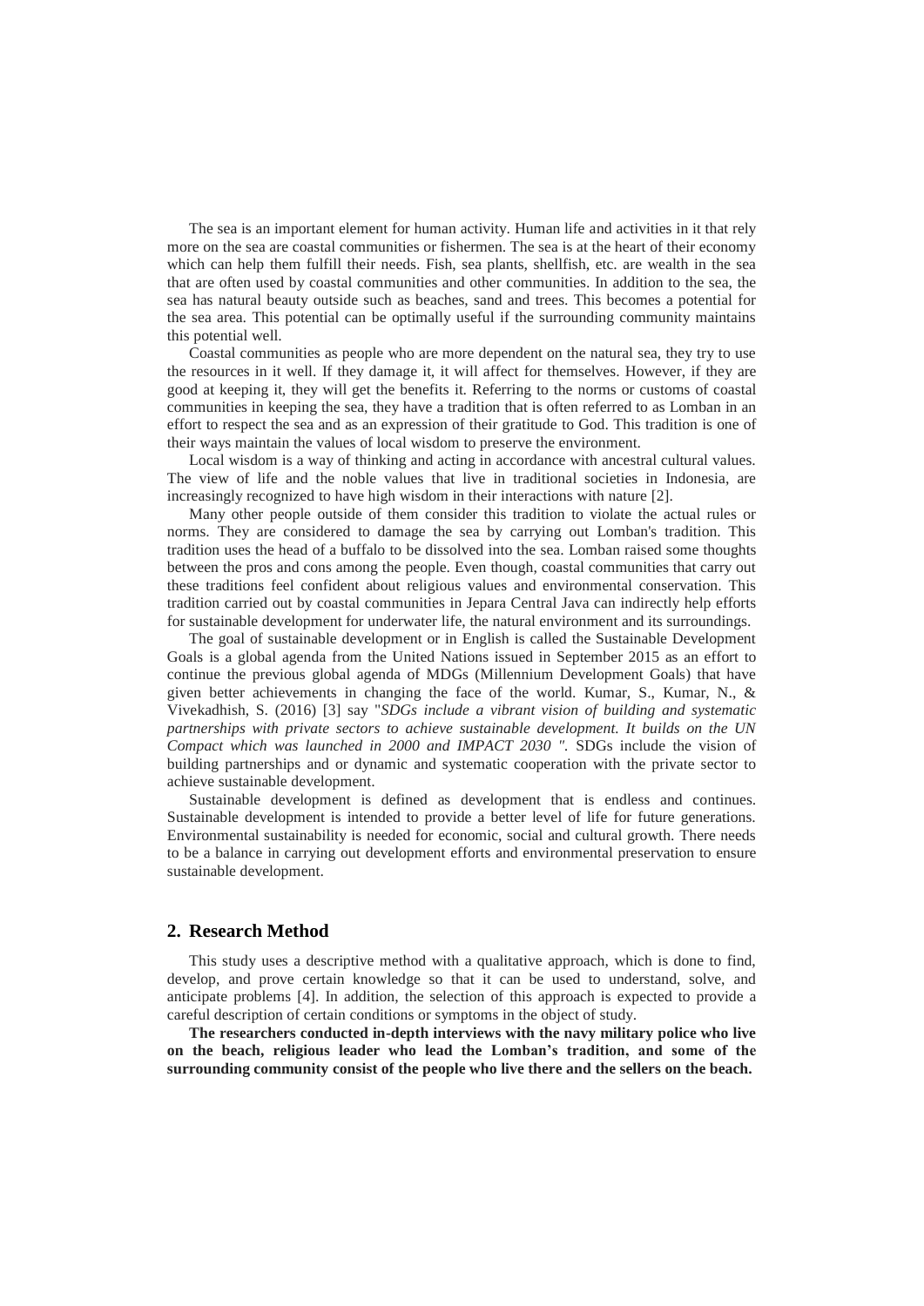The sea is an important element for human activity. Human life and activities in it that rely more on the sea are coastal communities or fishermen. The sea is at the heart of their economy which can help them fulfill their needs. Fish, sea plants, shellfish, etc. are wealth in the sea that are often used by coastal communities and other communities. In addition to the sea, the sea has natural beauty outside such as beaches, sand and trees. This becomes a potential for the sea area. This potential can be optimally useful if the surrounding community maintains this potential well.

Coastal communities as people who are more dependent on the natural sea, they try to use the resources in it well. If they damage it, it will affect for themselves. However, if they are good at keeping it, they will get the benefits it. Referring to the norms or customs of coastal communities in keeping the sea, they have a tradition that is often referred to as Lomban in an effort to respect the sea and as an expression of their gratitude to God. This tradition is one of their ways maintain the values of local wisdom to preserve the environment.

Local wisdom is a way of thinking and acting in accordance with ancestral cultural values. The view of life and the noble values that live in traditional societies in Indonesia, are increasingly recognized to have high wisdom in their interactions with nature [2].

Many other people outside of them consider this tradition to violate the actual rules or norms. They are considered to damage the sea by carrying out Lomban's tradition. This tradition uses the head of a buffalo to be dissolved into the sea. Lomban raised some thoughts between the pros and cons among the people. Even though, coastal communities that carry out these traditions feel confident about religious values and environmental conservation. This tradition carried out by coastal communities in Jepara Central Java can indirectly help efforts for sustainable development for underwater life, the natural environment and its surroundings.

The goal of sustainable development or in English is called the Sustainable Development Goals is a global agenda from the United Nations issued in September 2015 as an effort to continue the previous global agenda of MDGs (Millennium Development Goals) that have given better achievements in changing the face of the world. Kumar, S., Kumar, N., & Vivekadhish, S. (2016) [3] say "*SDGs include a vibrant vision of building and systematic partnerships with private sectors to achieve sustainable development. It builds on the UN Compact which was launched in 2000 and IMPACT 2030 "*. SDGs include the vision of building partnerships and or dynamic and systematic cooperation with the private sector to achieve sustainable development.

Sustainable development is defined as development that is endless and continues. Sustainable development is intended to provide a better level of life for future generations. Environmental sustainability is needed for economic, social and cultural growth. There needs to be a balance in carrying out development efforts and environmental preservation to ensure sustainable development.

## 2. Research Method

This study uses a descriptive method with a qualitative approach, which is done to find, develop, and prove certain knowledge so that it can be used to understand, solve, and anticipate problems [4]. In addition, the selection of this approach is expected to provide a careful description of certain conditions or symptoms in the object of study.

**The researchers conducted in-depth interviews with the navy military police who live on the beach, religious leader who lead the Lomban's tradition, and some of the surrounding community consist of the people who live there and the sellers on the beach.**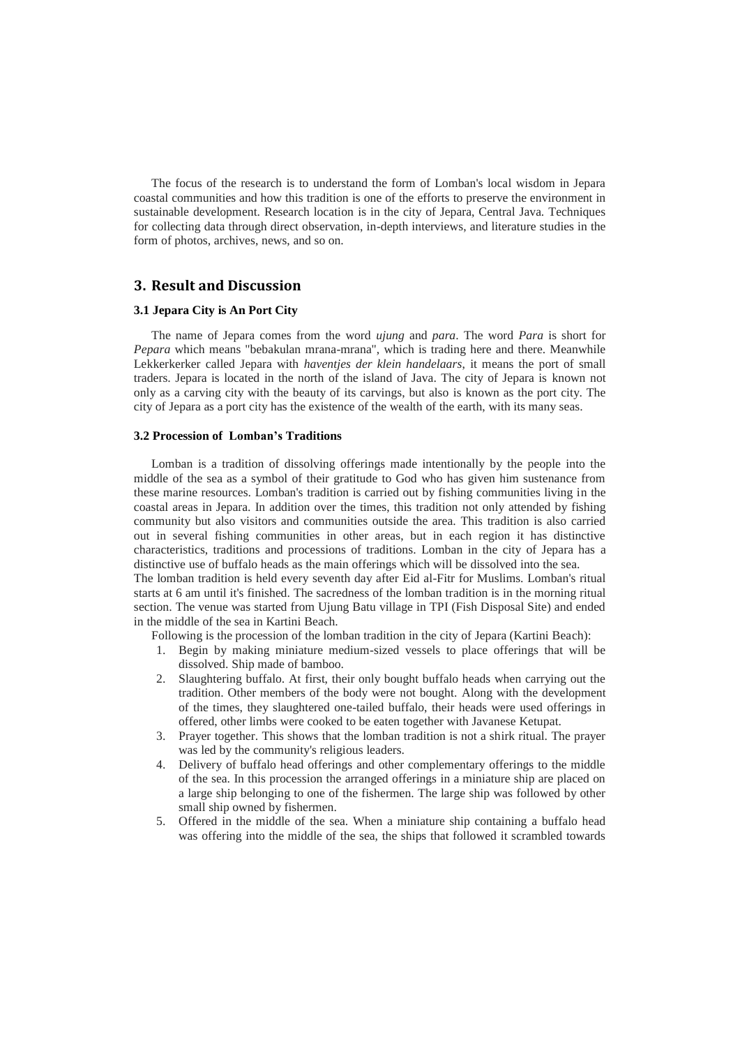The focus of the research is to understand the form of Lomban's local wisdom in Jepara coastal communities and how this tradition is one of the efforts to preserve the environment in sustainable development. Research location is in the city of Jepara, Central Java. Techniques for collecting data through direct observation, in-depth interviews, and literature studies in the form of photos, archives, news, and so on.

## 3. Result and Discussion

### 3.1 Jepara City is An Port City

The name of Jepara comes from the word *ujung* and *para*. The word *Para* is short for *Pepara* which means "bebakulan mrana-mrana", which is trading here and there. Meanwhile Lekkerkerker called Jepara with *haventjes der klein handelaars,* it means the port of small traders. Jepara is located in the north of the island of Java. The city of Jepara is known not only as a carving city with the beauty of its carvings, but also is known as the port city. The city of Jepara as a port city has the existence of the wealth of the earth, with its many seas.

### 3.2 Procession of Lomban's Traditions

Lomban is a tradition of dissolving offerings made intentionally by the people into the middle of the sea as a symbol of their gratitude to God who has given him sustenance from these marine resources. Lomban's tradition is carried out by fishing communities living in the coastal areas in Jepara. In addition over the times, this tradition not only attended by fishing community but also visitors and communities outside the area. This tradition is also carried out in several fishing communities in other areas, but in each region it has distinctive characteristics, traditions and processions of traditions. Lomban in the city of Jepara has a distinctive use of buffalo heads as the main offerings which will be dissolved into the sea.
The lomban tradition is held every seventh day after Eid al-Fitr for Muslims. Lomban's ritual starts at 6 am until it's finished. The sacredness of the lomban tradition is in the morning ritual section. The venue was started from Ujung Batu village in TPI (Fish Disposal Site) and ended in the middle of the sea in Kartini Beach.

Following is the procession of the lomban tradition in the city of Jepara (Kartini Beach):

1. Begin by making miniature medium-sized vessels to place offerings that will be dissolved. Ship made of bamboo.
2. Slaughtering buffalo. At first, their only bought buffalo heads when carrying out the tradition. Other members of the body were not bought. Along with the development of the times, they slaughtered one-tailed buffalo, their heads were used offerings in offered, other limbs were cooked to be eaten together with Javanese Ketupat.
3. Prayer together. This shows that the lomban tradition is not a shirk ritual. The prayer was led by the community's religious leaders.
4. Delivery of buffalo head offerings and other complementary offerings to the middle of the sea. In this procession the arranged offerings in a miniature ship are placed on a large ship belonging to one of the fishermen. The large ship was followed by other small ship owned by fishermen.
5. Offered in the middle of the sea. When a miniature ship containing a buffalo head was offering into the middle of the sea, the ships that followed it scrambled towards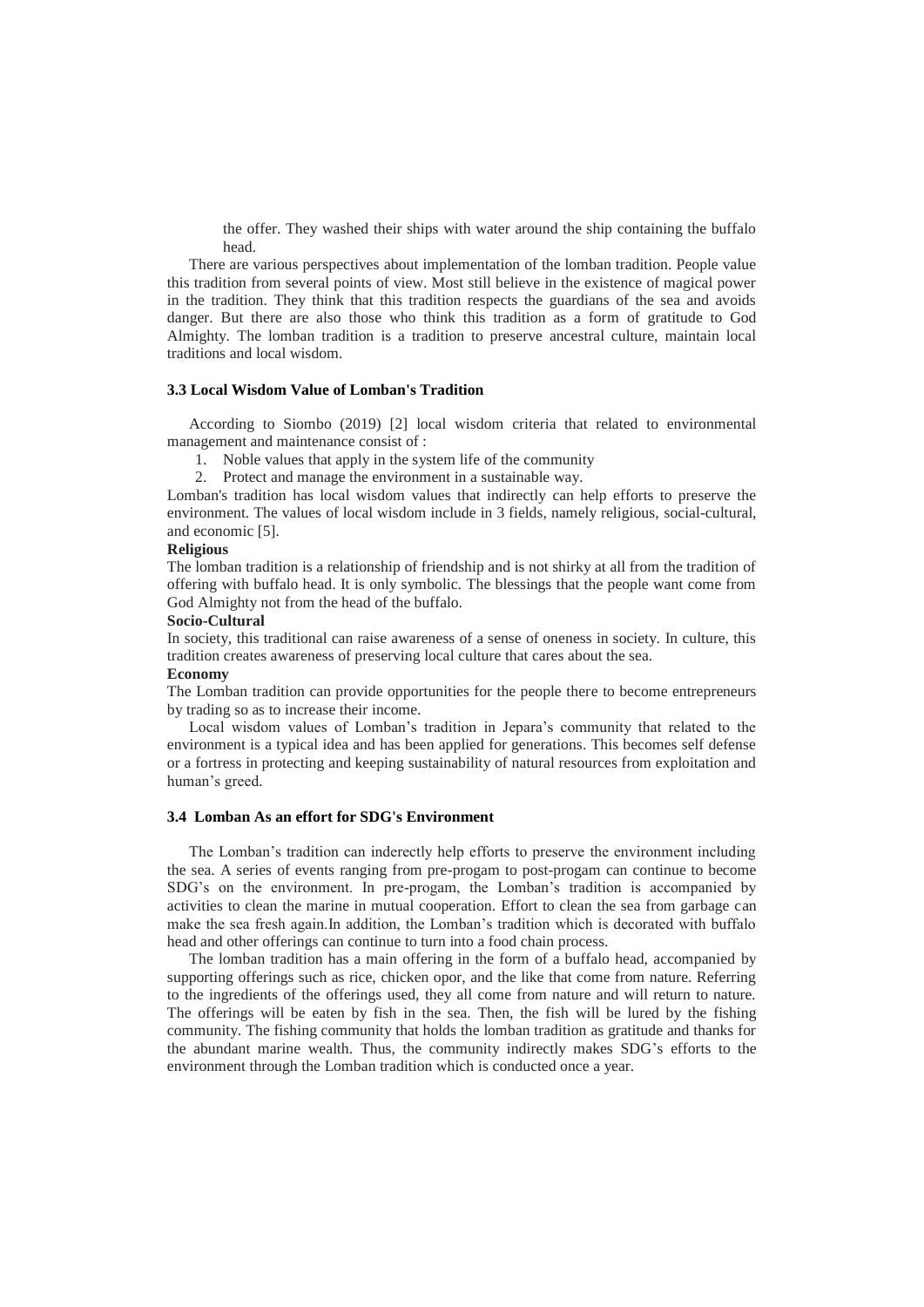the offer. They washed their ships with water around the ship containing the buffalo head.

There are various perspectives about implementation of the lomban tradition. People value this tradition from several points of view. Most still believe in the existence of magical power in the tradition. They think that this tradition respects the guardians of the sea and avoids danger. But there are also those who think this tradition as a form of gratitude to God Almighty. The lomban tradition is a tradition to preserve ancestral culture, maintain local traditions and local wisdom.

### 3.3 Local Wisdom Value of Lomban's Tradition

According to Siombo (2019) [2] local wisdom criteria that related to environmental management and maintenance consist of :

1. Noble values that apply in the system life of the community
2. Protect and manage the environment in a sustainable way.

Lomban's tradition has local wisdom values that indirectly can help efforts to preserve the environment. The values of local wisdom include in 3 fields, namely religious, social-cultural, and economic [5].

**Religious**

The lomban tradition is a relationship of friendship and is not shirky at all from the tradition of offering with buffalo head. It is only symbolic. The blessings that the people want come from God Almighty not from the head of the buffalo.

**Socio-Cultural**

In society, this traditional can raise awareness of a sense of oneness in society. In culture, this tradition creates awareness of preserving local culture that cares about the sea.

**Economy**

The Lomban tradition can provide opportunities for the people there to become entrepreneurs by trading so as to increase their income.

Local wisdom values of Lomban's tradition in Jepara's community that related to the environment is a typical idea and has been applied for generations. This becomes self defense or a fortress in protecting and keeping sustainability of natural resources from exploitation and human's greed.

### 3.4 Lomban As an effort for SDG's Environment

The Lomban's tradition can inderectly help efforts to preserve the environment including the sea. A series of events ranging from pre-progam to post-progam can continue to become SDG's on the environment. In pre-progam, the Lomban's tradition is accompanied by activities to clean the marine in mutual cooperation. Effort to clean the sea from garbage can make the sea fresh again.In addition, the Lomban's tradition which is decorated with buffalo head and other offerings can continue to turn into a food chain process.

The lomban tradition has a main offering in the form of a buffalo head, accompanied by supporting offerings such as rice, chicken opor, and the like that come from nature. Referring to the ingredients of the offerings used, they all come from nature and will return to nature. The offerings will be eaten by fish in the sea. Then, the fish will be lured by the fishing community. The fishing community that holds the lomban tradition as gratitude and thanks for the abundant marine wealth. Thus, the community indirectly makes SDG's efforts to the environment through the Lomban tradition which is conducted once a year.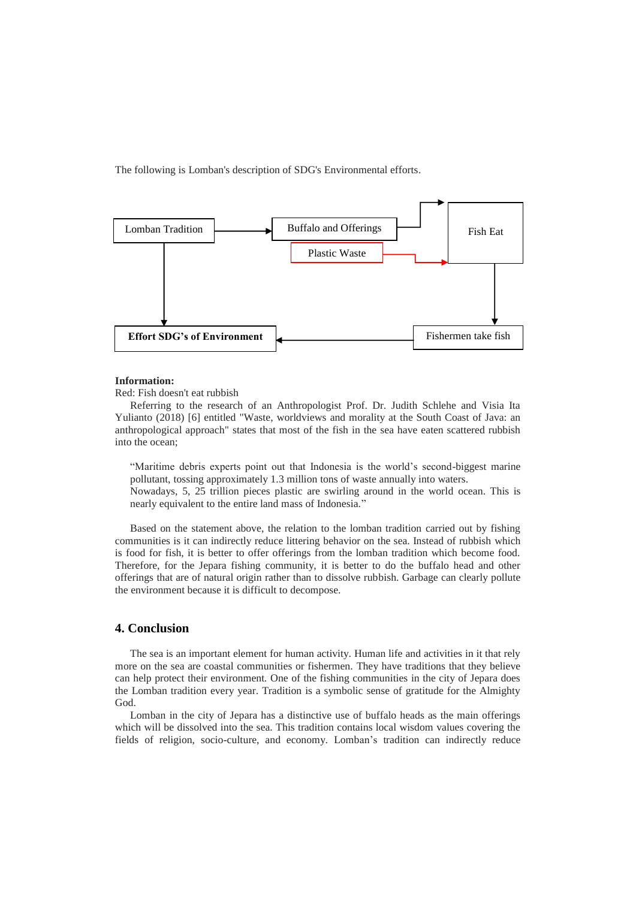The following is Lomban's description of SDG's Environmental efforts.

Lomban Tradition → Buffalo and Offerings → Fish Eat

Plastic Waste → Fish Eat

Fish Eat → Fishermen take fish → Effort SDG's of Environment

Lomban Tradition → Effort SDG's of Environment

**Information:**
Red: Fish doesn't eat rubbish

Referring to the research of an Anthropologist Prof. Dr. Judith Schlehe and Visia Ita Yulianto (2018) [6] entitled "Waste, worldviews and morality at the South Coast of Java: an anthropological approach" states that most of the fish in the sea have eaten scattered rubbish into the ocean;

> "Maritime debris experts point out that Indonesia is the world's second-biggest marine pollutant, tossing approximately 1.3 million tons of waste annually into waters.
> Nowadays, 5, 25 trillion pieces plastic are swirling around in the world ocean. This is nearly equivalent to the entire land mass of Indonesia."

Based on the statement above, the relation to the lomban tradition carried out by fishing communities is it can indirectly reduce littering behavior on the sea. Instead of rubbish which is food for fish, it is better to offer offerings from the lomban tradition which become food. Therefore, for the Jepara fishing community, it is better to do the buffalo head and other offerings that are of natural origin rather than to dissolve rubbish. Garbage can clearly pollute the environment because it is difficult to decompose.

## 4. Conclusion

The sea is an important element for human activity. Human life and activities in it that rely more on the sea are coastal communities or fishermen. They have traditions that they believe can help protect their environment. One of the fishing communities in the city of Jepara does the Lomban tradition every year. Tradition is a symbolic sense of gratitude for the Almighty God.

Lomban in the city of Jepara has a distinctive use of buffalo heads as the main offerings which will be dissolved into the sea. This tradition contains local wisdom values covering the fields of religion, socio-culture, and economy. Lomban's tradition can indirectly reduce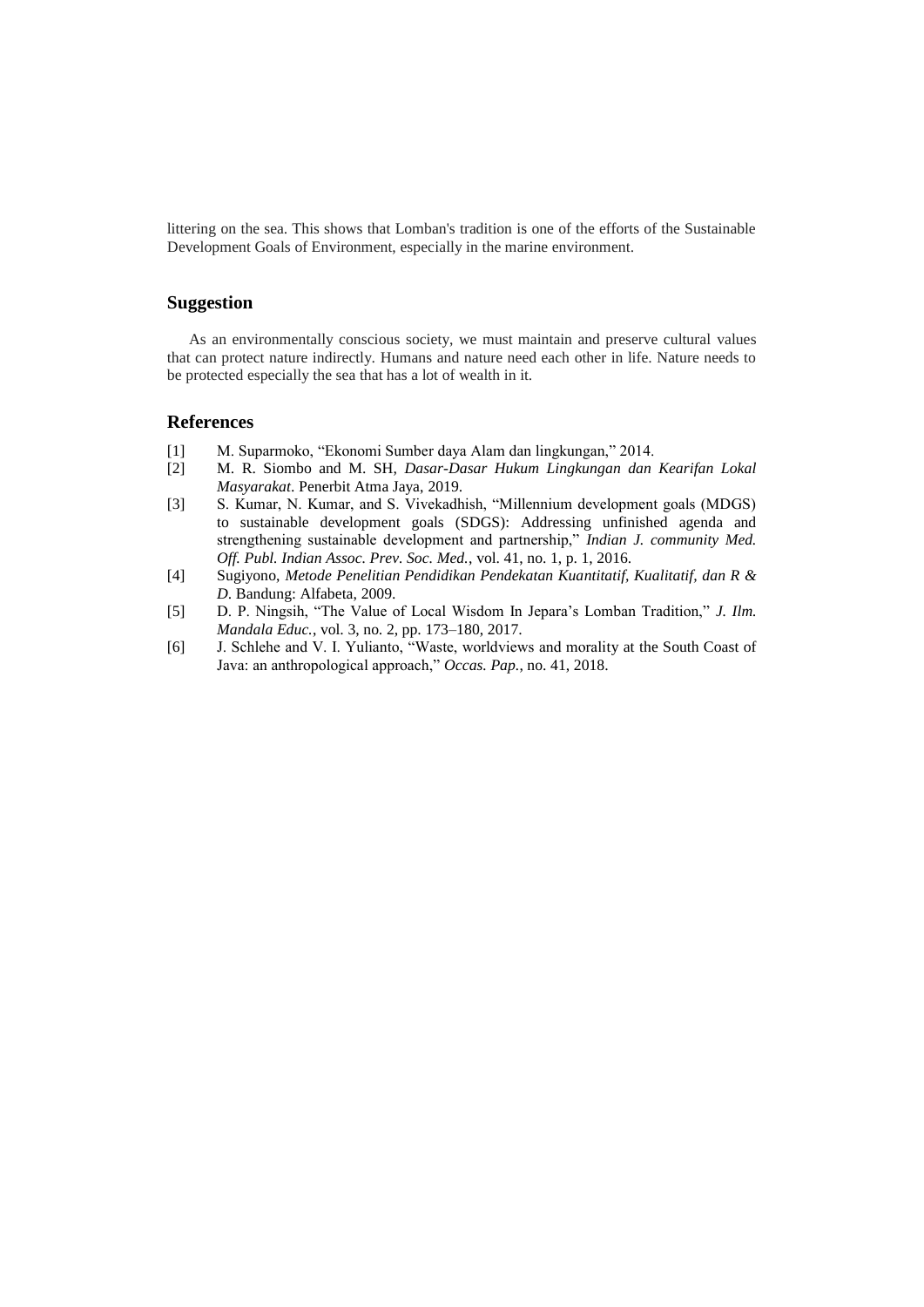littering on the sea. This shows that Lomban's tradition is one of the efforts of the Sustainable Development Goals of Environment, especially in the marine environment.

## Suggestion

As an environmentally conscious society, we must maintain and preserve cultural values that can protect nature indirectly. Humans and nature need each other in life. Nature needs to be protected especially the sea that has a lot of wealth in it.

## References

[1] M. Suparmoko, "Ekonomi Sumber daya Alam dan lingkungan," 2014.

[2] M. R. Siombo and M. SH, *Dasar-Dasar Hukum Lingkungan dan Kearifan Lokal Masyarakat*. Penerbit Atma Jaya, 2019.

[3] S. Kumar, N. Kumar, and S. Vivekadhish, "Millennium development goals (MDGS) to sustainable development goals (SDGS): Addressing unfinished agenda and strengthening sustainable development and partnership," *Indian J. community Med. Off. Publ. Indian Assoc. Prev. Soc. Med.*, vol. 41, no. 1, p. 1, 2016.

[4] Sugiyono, *Metode Penelitian Pendidikan Pendekatan Kuantitatif, Kualitatif, dan R & D*. Bandung: Alfabeta, 2009.

[5] D. P. Ningsih, "The Value of Local Wisdom In Jepara's Lomban Tradition," *J. Ilm. Mandala Educ.*, vol. 3, no. 2, pp. 173–180, 2017.

[6] J. Schlehe and V. I. Yulianto, "Waste, worldviews and morality at the South Coast of Java: an anthropological approach," *Occas. Pap.*, no. 41, 2018.